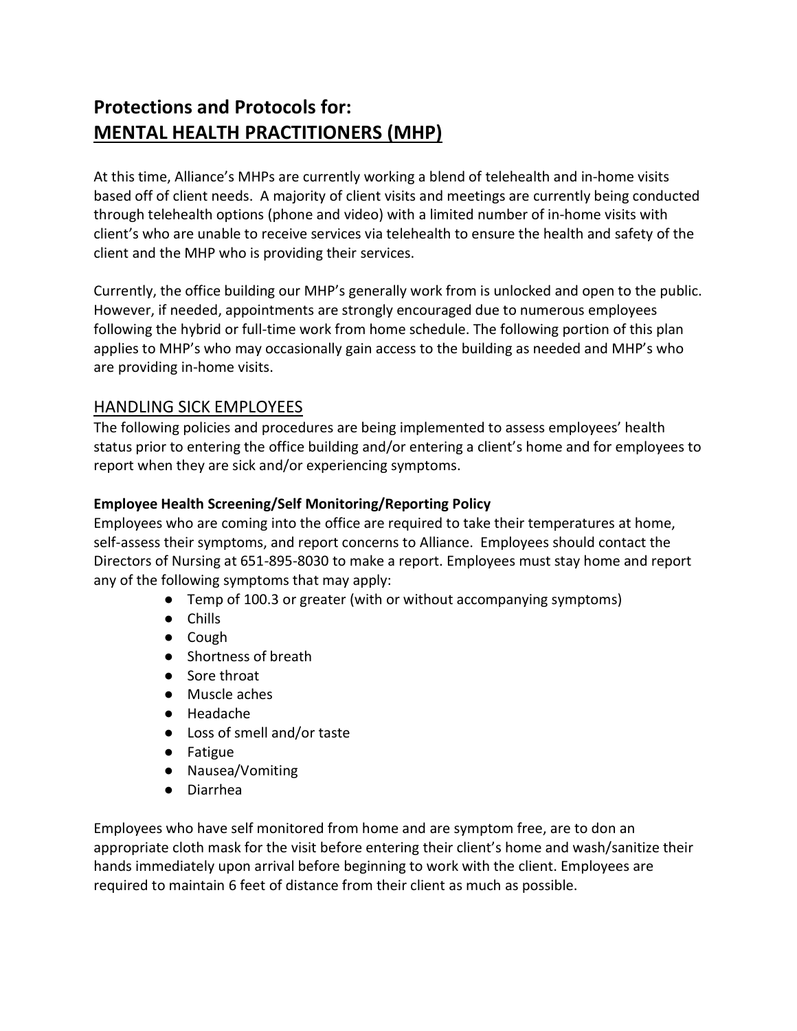# Protections and Protocols for: MENTAL HEALTH PRACTITIONERS (MHP)

At this time, Alliance's MHPs are currently working a blend of telehealth and in-home visits based off of client needs. A majority of client visits and meetings are currently being conducted through telehealth options (phone and video) with a limited number of in-home visits with client's who are unable to receive services via telehealth to ensure the health and safety of the client and the MHP who is providing their services.

Currently, the office building our MHP's generally work from is unlocked and open to the public. However, if needed, appointments are strongly encouraged due to numerous employees following the hybrid or full-time work from home schedule. The following portion of this plan applies to MHP's who may occasionally gain access to the building as needed and MHP's who are providing in-home visits.

## HANDLING SICK EMPLOYEES

The following policies and procedures are being implemented to assess employees' health status prior to entering the office building and/or entering a client's home and for employees to report when they are sick and/or experiencing symptoms.

### Employee Health Screening/Self Monitoring/Reporting Policy

Employees who are coming into the office are required to take their temperatures at home, self-assess their symptoms, and report concerns to Alliance. Employees should contact the Directors of Nursing at 651-895-8030 to make a report. Employees must stay home and report any of the following symptoms that may apply:

- Temp of 100.3 or greater (with or without accompanying symptoms)
- Chills
- Cough
- Shortness of breath
- Sore throat
- Muscle aches
- Headache
- Loss of smell and/or taste
- Fatigue
- Nausea/Vomiting
- Diarrhea

Employees who have self monitored from home and are symptom free, are to don an appropriate cloth mask for the visit before entering their client's home and wash/sanitize their hands immediately upon arrival before beginning to work with the client. Employees are required to maintain 6 feet of distance from their client as much as possible.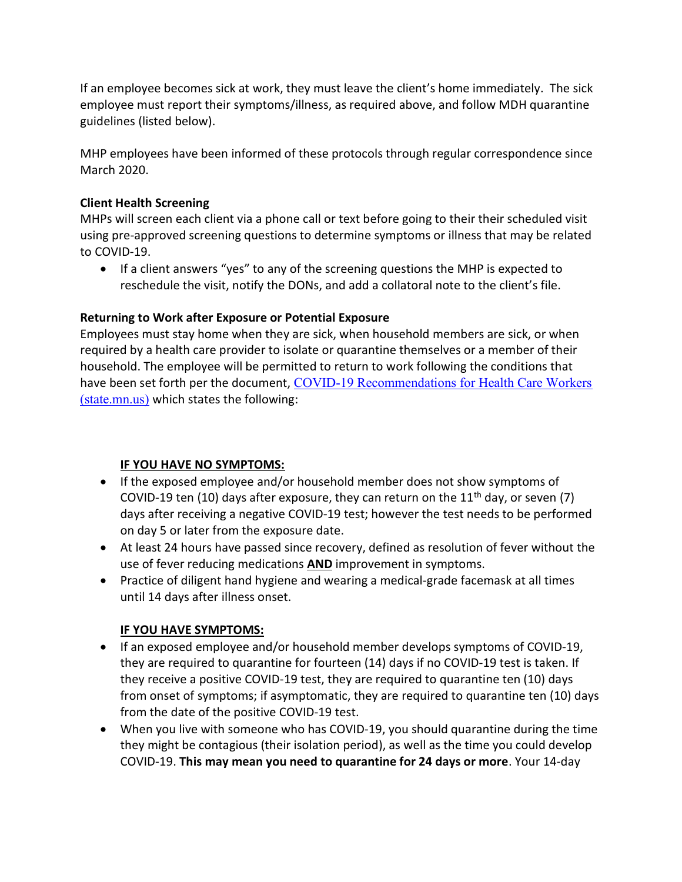If an employee becomes sick at work, they must leave the client's home immediately. The sick employee must report their symptoms/illness, as required above, and follow MDH quarantine guidelines (listed below).

MHP employees have been informed of these protocols through regular correspondence since March 2020.

**Client Health Screening**
MHPs will screen each client via a phone call or text before going to their their scheduled visit using pre-approved screening questions to determine symptoms or illness that may be related to COVID-19.

- If a client answers "yes" to any of the screening questions the MHP is expected to reschedule the visit, notify the DONs, and add a collatoral note to the client's file.

**Returning to Work after Exposure or Potential Exposure**
Employees must stay home when they are sick, when household members are sick, or when required by a health care provider to isolate or quarantine themselves or a member of their household. The employee will be permitted to return to work following the conditions that have been set forth per the document, [COVID-19 Recommendations for Health Care Workers (state.mn.us)] which states the following:

**<u>IF YOU HAVE NO SYMPTOMS:</u>**

- If the exposed employee and/or household member does not show symptoms of COVID-19 ten (10) days after exposure, they can return on the 11th day, or seven (7) days after receiving a negative COVID-19 test; however the test needs to be performed on day 5 or later from the exposure date.
- At least 24 hours have passed since recovery, defined as resolution of fever without the use of fever reducing medications **<u>AND</u>** improvement in symptoms.
- Practice of diligent hand hygiene and wearing a medical-grade facemask at all times until 14 days after illness onset.

**<u>IF YOU HAVE SYMPTOMS:</u>**

- If an exposed employee and/or household member develops symptoms of COVID-19, they are required to quarantine for fourteen (14) days if no COVID-19 test is taken. If they receive a positive COVID-19 test, they are required to quarantine ten (10) days from onset of symptoms; if asymptomatic, they are required to quarantine ten (10) days from the date of the positive COVID-19 test.
- When you live with someone who has COVID-19, you should quarantine during the time they might be contagious (their isolation period), as well as the time you could develop COVID-19. **This may mean you need to quarantine for 24 days or more**. Your 14-day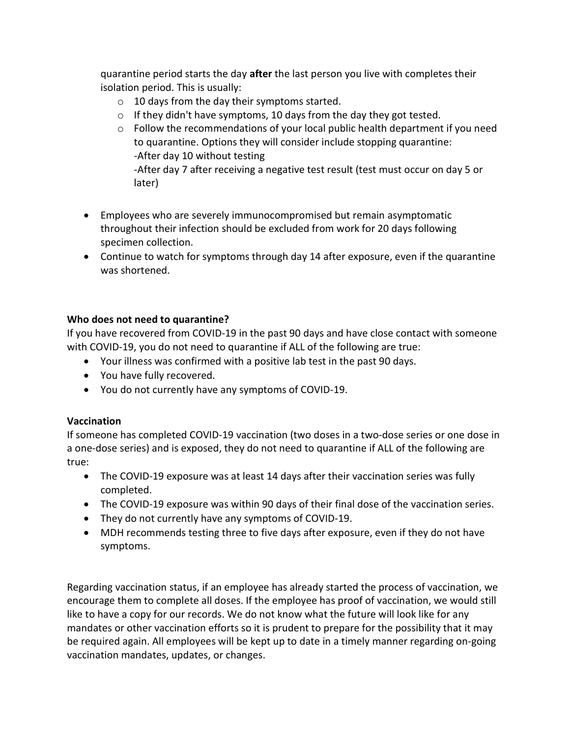quarantine period starts the day **after** the last person you live with completes their isolation period. This is usually:

- 10 days from the day their symptoms started.
- If they didn't have symptoms, 10 days from the day they got tested.
- Follow the recommendations of your local public health department if you need to quarantine. Options they will consider include stopping quarantine:
  -After day 10 without testing
  -After day 7 after receiving a negative test result (test must occur on day 5 or later)

- Employees who are severely immunocompromised but remain asymptomatic throughout their infection should be excluded from work for 20 days following specimen collection.
- Continue to watch for symptoms through day 14 after exposure, even if the quarantine was shortened.

**Who does not need to quarantine?**

If you have recovered from COVID-19 in the past 90 days and have close contact with someone with COVID-19, you do not need to quarantine if ALL of the following are true:

- Your illness was confirmed with a positive lab test in the past 90 days.
- You have fully recovered.
- You do not currently have any symptoms of COVID-19.

**Vaccination**

If someone has completed COVID-19 vaccination (two doses in a two-dose series or one dose in a one-dose series) and is exposed, they do not need to quarantine if ALL of the following are true:

- The COVID-19 exposure was at least 14 days after their vaccination series was fully completed.
- The COVID-19 exposure was within 90 days of their final dose of the vaccination series.
- They do not currently have any symptoms of COVID-19.
- MDH recommends testing three to five days after exposure, even if they do not have symptoms.

Regarding vaccination status, if an employee has already started the process of vaccination, we encourage them to complete all doses. If the employee has proof of vaccination, we would still like to have a copy for our records. We do not know what the future will look like for any mandates or other vaccination efforts so it is prudent to prepare for the possibility that it may be required again. All employees will be kept up to date in a timely manner regarding on-going vaccination mandates, updates, or changes.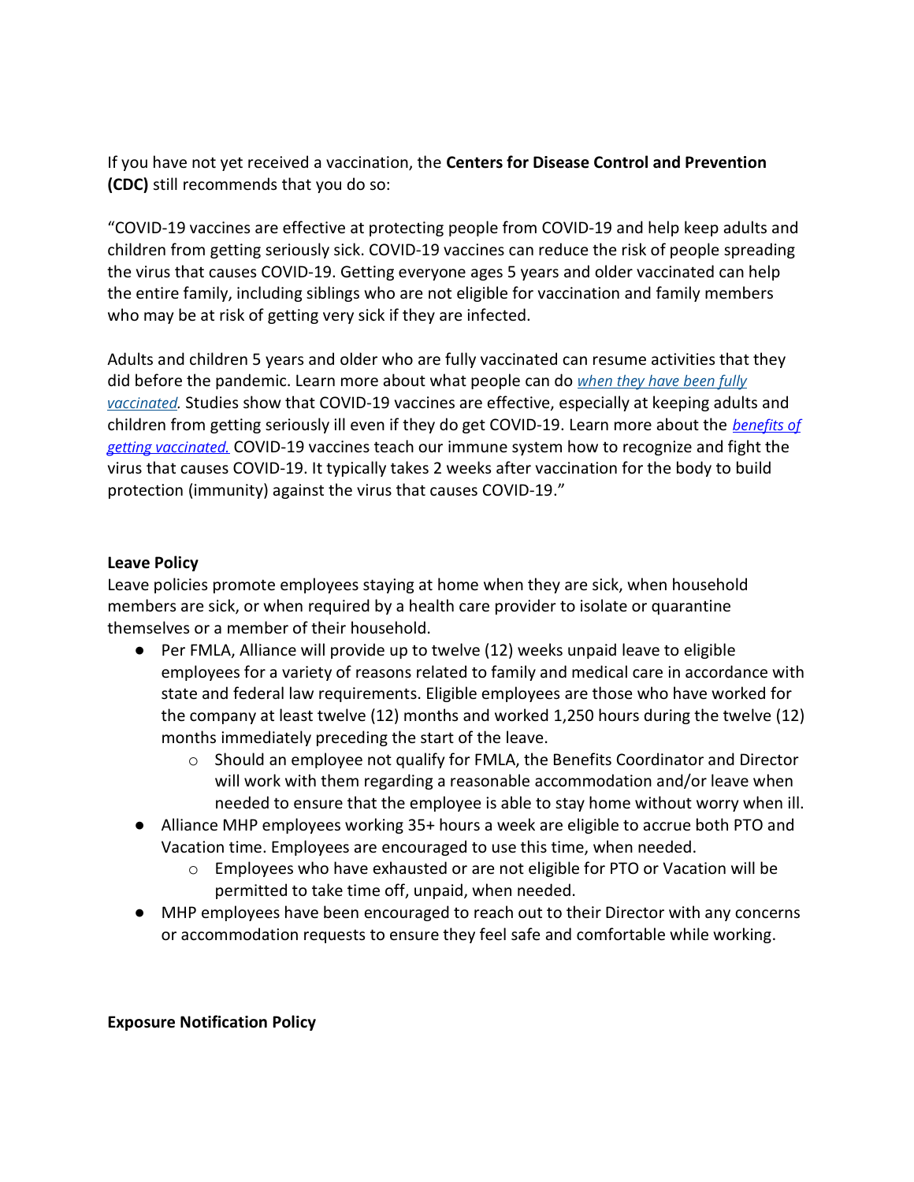If you have not yet received a vaccination, the **Centers for Disease Control and Prevention (CDC)** still recommends that you do so:

"COVID-19 vaccines are effective at protecting people from COVID-19 and help keep adults and children from getting seriously sick. COVID-19 vaccines can reduce the risk of people spreading the virus that causes COVID-19. Getting everyone ages 5 years and older vaccinated can help the entire family, including siblings who are not eligible for vaccination and family members who may be at risk of getting very sick if they are infected.

Adults and children 5 years and older who are fully vaccinated can resume activities that they did before the pandemic. Learn more about what people can do *when they have been fully vaccinated.* Studies show that COVID-19 vaccines are effective, especially at keeping adults and children from getting seriously ill even if they do get COVID-19. Learn more about the *benefits of getting vaccinated.* COVID-19 vaccines teach our immune system how to recognize and fight the virus that causes COVID-19. It typically takes 2 weeks after vaccination for the body to build protection (immunity) against the virus that causes COVID-19."

**Leave Policy**

Leave policies promote employees staying at home when they are sick, when household members are sick, or when required by a health care provider to isolate or quarantine themselves or a member of their household.

- Per FMLA, Alliance will provide up to twelve (12) weeks unpaid leave to eligible employees for a variety of reasons related to family and medical care in accordance with state and federal law requirements. Eligible employees are those who have worked for the company at least twelve (12) months and worked 1,250 hours during the twelve (12) months immediately preceding the start of the leave.
  - Should an employee not qualify for FMLA, the Benefits Coordinator and Director will work with them regarding a reasonable accommodation and/or leave when needed to ensure that the employee is able to stay home without worry when ill.
- Alliance MHP employees working 35+ hours a week are eligible to accrue both PTO and Vacation time. Employees are encouraged to use this time, when needed.
  - Employees who have exhausted or are not eligible for PTO or Vacation will be permitted to take time off, unpaid, when needed.
- MHP employees have been encouraged to reach out to their Director with any concerns or accommodation requests to ensure they feel safe and comfortable while working.

**Exposure Notification Policy**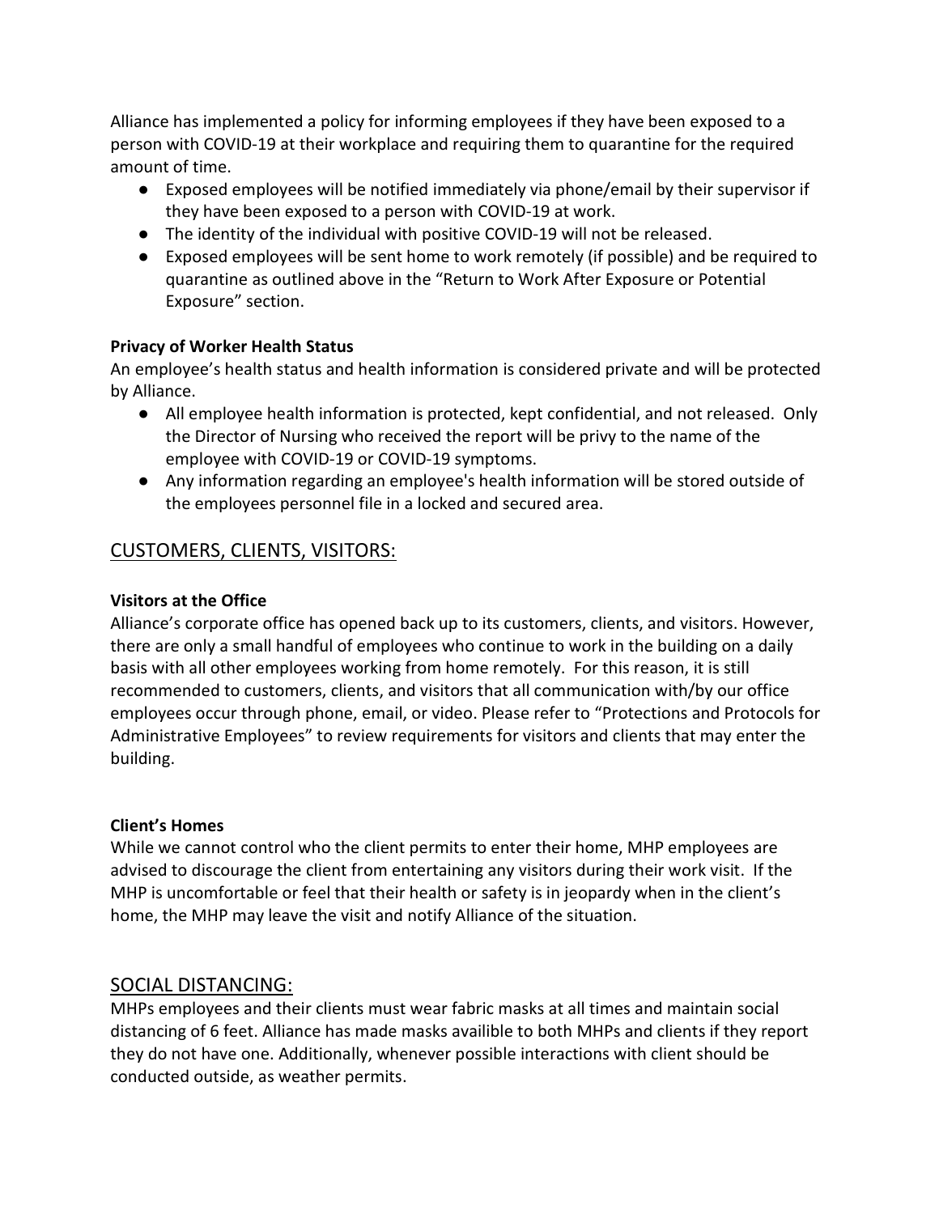Alliance has implemented a policy for informing employees if they have been exposed to a person with COVID-19 at their workplace and requiring them to quarantine for the required amount of time.

- Exposed employees will be notified immediately via phone/email by their supervisor if they have been exposed to a person with COVID-19 at work.
- The identity of the individual with positive COVID-19 will not be released.
- Exposed employees will be sent home to work remotely (if possible) and be required to quarantine as outlined above in the "Return to Work After Exposure or Potential Exposure" section.

**Privacy of Worker Health Status**

An employee's health status and health information is considered private and will be protected by Alliance.

- All employee health information is protected, kept confidential, and not released. Only the Director of Nursing who received the report will be privy to the name of the employee with COVID-19 or COVID-19 symptoms.
- Any information regarding an employee's health information will be stored outside of the employees personnel file in a locked and secured area.

## CUSTOMERS, CLIENTS, VISITORS:

**Visitors at the Office**

Alliance's corporate office has opened back up to its customers, clients, and visitors. However, there are only a small handful of employees who continue to work in the building on a daily basis with all other employees working from home remotely. For this reason, it is still recommended to customers, clients, and visitors that all communication with/by our office employees occur through phone, email, or video. Please refer to "Protections and Protocols for Administrative Employees" to review requirements for visitors and clients that may enter the building.

**Client's Homes**

While we cannot control who the client permits to enter their home, MHP employees are advised to discourage the client from entertaining any visitors during their work visit. If the MHP is uncomfortable or feel that their health or safety is in jeopardy when in the client's home, the MHP may leave the visit and notify Alliance of the situation.

## SOCIAL DISTANCING:

MHPs employees and their clients must wear fabric masks at all times and maintain social distancing of 6 feet. Alliance has made masks availible to both MHPs and clients if they report they do not have one. Additionally, whenever possible interactions with client should be conducted outside, as weather permits.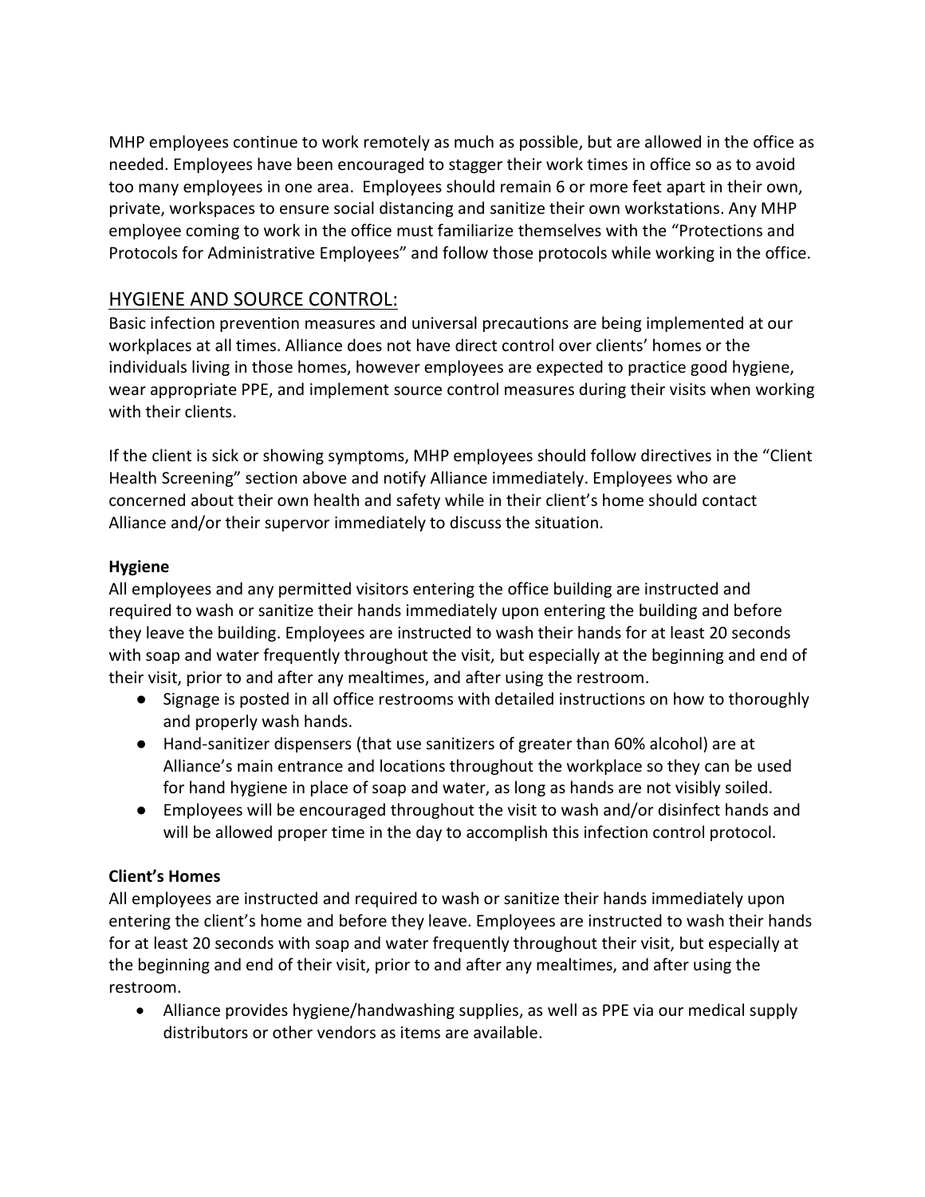MHP employees continue to work remotely as much as possible, but are allowed in the office as needed. Employees have been encouraged to stagger their work times in office so as to avoid too many employees in one area. Employees should remain 6 or more feet apart in their own, private, workspaces to ensure social distancing and sanitize their own workstations. Any MHP employee coming to work in the office must familiarize themselves with the "Protections and Protocols for Administrative Employees" and follow those protocols while working in the office.

## HYGIENE AND SOURCE CONTROL:

Basic infection prevention measures and universal precautions are being implemented at our workplaces at all times. Alliance does not have direct control over clients' homes or the individuals living in those homes, however employees are expected to practice good hygiene, wear appropriate PPE, and implement source control measures during their visits when working with their clients.

If the client is sick or showing symptoms, MHP employees should follow directives in the "Client Health Screening" section above and notify Alliance immediately. Employees who are concerned about their own health and safety while in their client's home should contact Alliance and/or their supervor immediately to discuss the situation.

### Hygiene

All employees and any permitted visitors entering the office building are instructed and required to wash or sanitize their hands immediately upon entering the building and before they leave the building. Employees are instructed to wash their hands for at least 20 seconds with soap and water frequently throughout the visit, but especially at the beginning and end of their visit, prior to and after any mealtimes, and after using the restroom.

- Signage is posted in all office restrooms with detailed instructions on how to thoroughly and properly wash hands.
- Hand-sanitizer dispensers (that use sanitizers of greater than 60% alcohol) are at Alliance's main entrance and locations throughout the workplace so they can be used for hand hygiene in place of soap and water, as long as hands are not visibly soiled.
- Employees will be encouraged throughout the visit to wash and/or disinfect hands and will be allowed proper time in the day to accomplish this infection control protocol.

### Client's Homes

All employees are instructed and required to wash or sanitize their hands immediately upon entering the client's home and before they leave. Employees are instructed to wash their hands for at least 20 seconds with soap and water frequently throughout their visit, but especially at the beginning and end of their visit, prior to and after any mealtimes, and after using the restroom.

- Alliance provides hygiene/handwashing supplies, as well as PPE via our medical supply distributors or other vendors as items are available.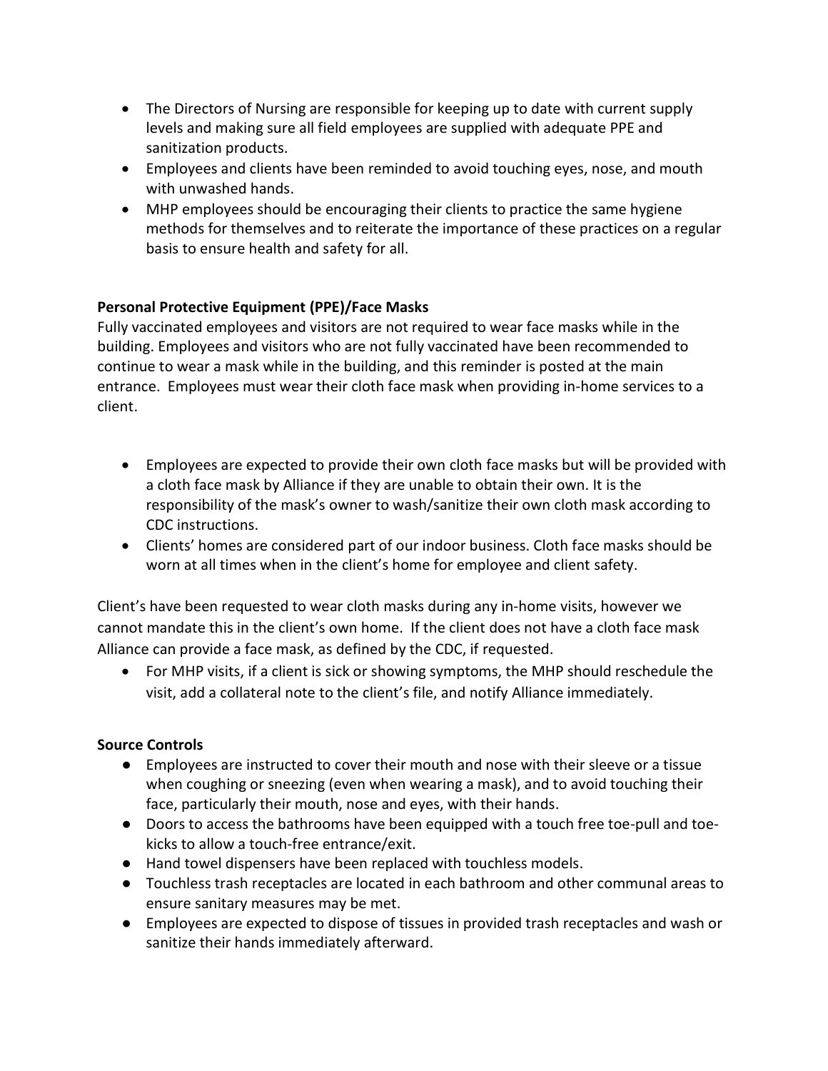- The Directors of Nursing are responsible for keeping up to date with current supply levels and making sure all field employees are supplied with adequate PPE and sanitization products.
- Employees and clients have been reminded to avoid touching eyes, nose, and mouth with unwashed hands.
- MHP employees should be encouraging their clients to practice the same hygiene methods for themselves and to reiterate the importance of these practices on a regular basis to ensure health and safety for all.

**Personal Protective Equipment (PPE)/Face Masks**

Fully vaccinated employees and visitors are not required to wear face masks while in the building. Employees and visitors who are not fully vaccinated have been recommended to continue to wear a mask while in the building, and this reminder is posted at the main entrance. Employees must wear their cloth face mask when providing in-home services to a client.

- Employees are expected to provide their own cloth face masks but will be provided with a cloth face mask by Alliance if they are unable to obtain their own. It is the responsibility of the mask's owner to wash/sanitize their own cloth mask according to CDC instructions.
- Clients' homes are considered part of our indoor business. Cloth face masks should be worn at all times when in the client's home for employee and client safety.

Client's have been requested to wear cloth masks during any in-home visits, however we cannot mandate this in the client's own home. If the client does not have a cloth face mask Alliance can provide a face mask, as defined by the CDC, if requested.

- For MHP visits, if a client is sick or showing symptoms, the MHP should reschedule the visit, add a collateral note to the client's file, and notify Alliance immediately.

**Source Controls**

- Employees are instructed to cover their mouth and nose with their sleeve or a tissue when coughing or sneezing (even when wearing a mask), and to avoid touching their face, particularly their mouth, nose and eyes, with their hands.
- Doors to access the bathrooms have been equipped with a touch free toe-pull and toe-kicks to allow a touch-free entrance/exit.
- Hand towel dispensers have been replaced with touchless models.
- Touchless trash receptacles are located in each bathroom and other communal areas to ensure sanitary measures may be met.
- Employees are expected to dispose of tissues in provided trash receptacles and wash or sanitize their hands immediately afterward.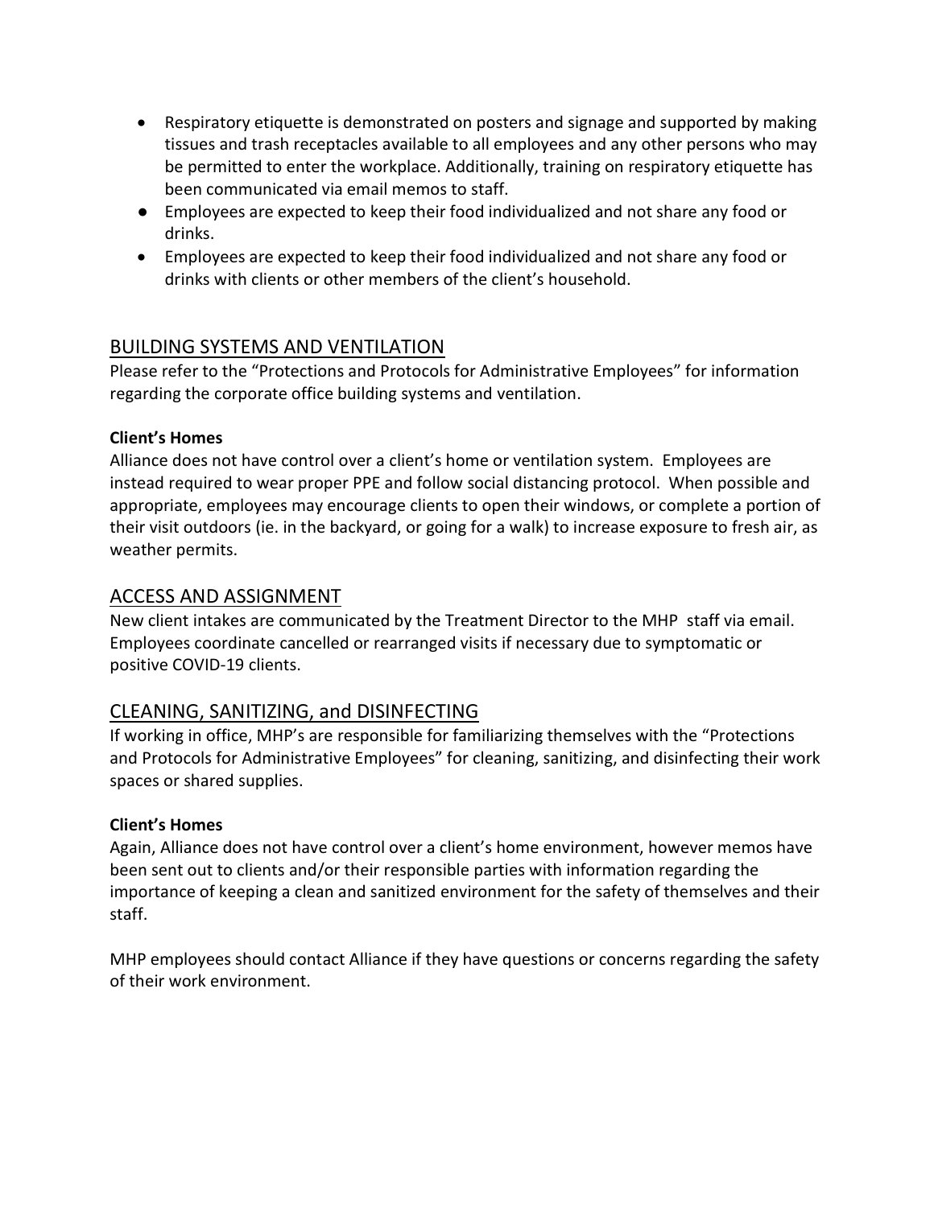- Respiratory etiquette is demonstrated on posters and signage and supported by making tissues and trash receptacles available to all employees and any other persons who may be permitted to enter the workplace. Additionally, training on respiratory etiquette has been communicated via email memos to staff.
- Employees are expected to keep their food individualized and not share any food or drinks.
- Employees are expected to keep their food individualized and not share any food or drinks with clients or other members of the client's household.

## BUILDING SYSTEMS AND VENTILATION

Please refer to the "Protections and Protocols for Administrative Employees" for information regarding the corporate office building systems and ventilation.

**Client's Homes**

Alliance does not have control over a client's home or ventilation system. Employees are instead required to wear proper PPE and follow social distancing protocol. When possible and appropriate, employees may encourage clients to open their windows, or complete a portion of their visit outdoors (ie. in the backyard, or going for a walk) to increase exposure to fresh air, as weather permits.

## ACCESS AND ASSIGNMENT

New client intakes are communicated by the Treatment Director to the MHP staff via email. Employees coordinate cancelled or rearranged visits if necessary due to symptomatic or positive COVID-19 clients.

## CLEANING, SANITIZING, and DISINFECTING

If working in office, MHP's are responsible for familiarizing themselves with the "Protections and Protocols for Administrative Employees" for cleaning, sanitizing, and disinfecting their work spaces or shared supplies.

**Client's Homes**

Again, Alliance does not have control over a client's home environment, however memos have been sent out to clients and/or their responsible parties with information regarding the importance of keeping a clean and sanitized environment for the safety of themselves and their staff.

MHP employees should contact Alliance if they have questions or concerns regarding the safety of their work environment.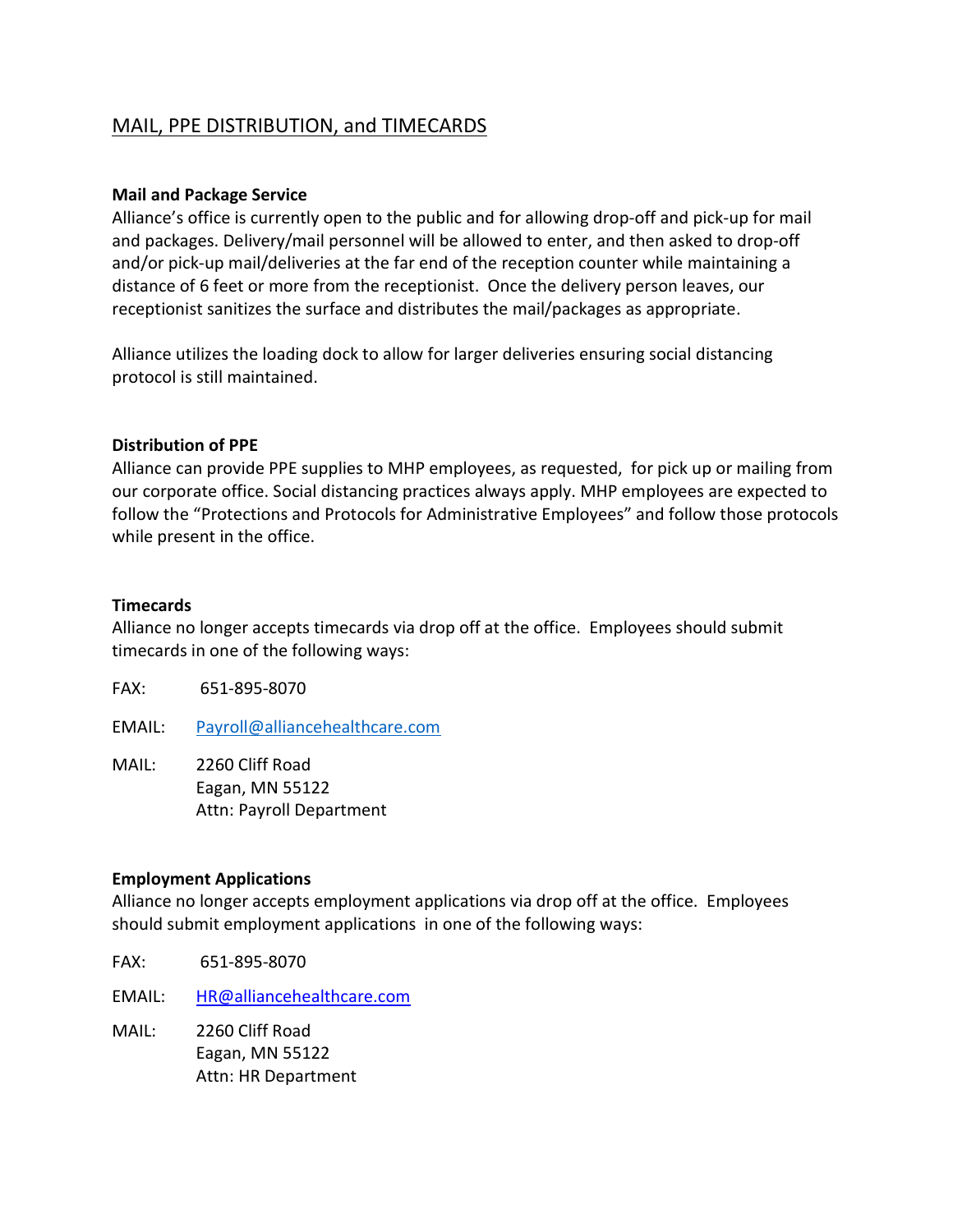## MAIL, PPE DISTRIBUTION, and TIMECARDS

**Mail and Package Service**

Alliance's office is currently open to the public and for allowing drop-off and pick-up for mail and packages. Delivery/mail personnel will be allowed to enter, and then asked to drop-off and/or pick-up mail/deliveries at the far end of the reception counter while maintaining a distance of 6 feet or more from the receptionist. Once the delivery person leaves, our receptionist sanitizes the surface and distributes the mail/packages as appropriate.

Alliance utilizes the loading dock to allow for larger deliveries ensuring social distancing protocol is still maintained.

**Distribution of PPE**

Alliance can provide PPE supplies to MHP employees, as requested, for pick up or mailing from our corporate office. Social distancing practices always apply. MHP employees are expected to follow the "Protections and Protocols for Administrative Employees" and follow those protocols while present in the office.

**Timecards**

Alliance no longer accepts timecards via drop off at the office. Employees should submit timecards in one of the following ways:

FAX: 651-895-8070

EMAIL: Payroll@alliancehealthcare.com

MAIL: 2260 Cliff Road
Eagan, MN 55122
Attn: Payroll Department

**Employment Applications**

Alliance no longer accepts employment applications via drop off at the office. Employees should submit employment applications in one of the following ways:

FAX: 651-895-8070

EMAIL: HR@alliancehealthcare.com

MAIL: 2260 Cliff Road
Eagan, MN 55122
Attn: HR Department